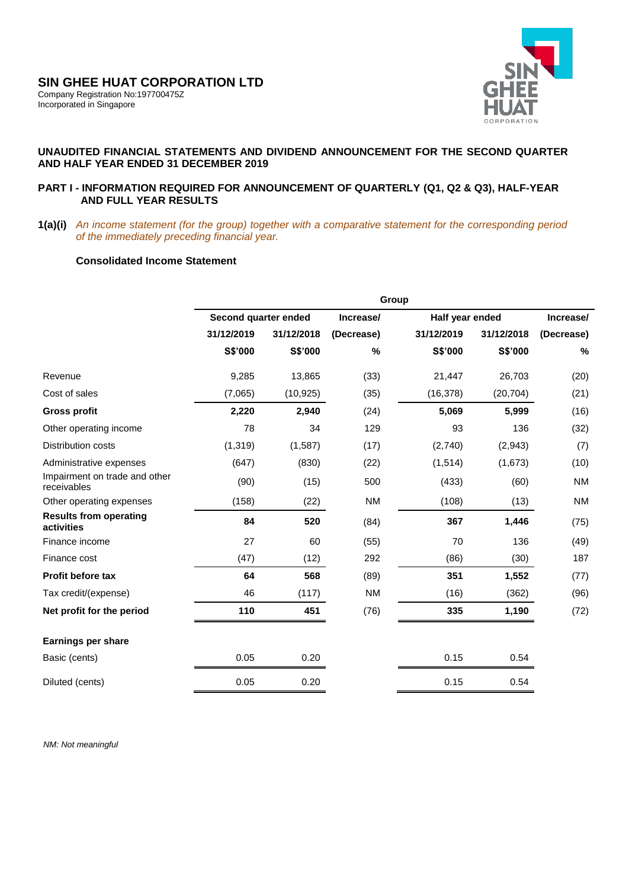# SIN GHEE HUAT CORPORATION LTD

Company Registration No:197700475Z
Incorporated in Singapore

**UNAUDITED FINANCIAL STATEMENTS AND DIVIDEND ANNOUNCEMENT FOR THE SECOND QUARTER AND HALF YEAR ENDED 31 DECEMBER 2019**

**PART I - INFORMATION REQUIRED FOR ANNOUNCEMENT OF QUARTERLY (Q1, Q2 & Q3), HALF-YEAR AND FULL YEAR RESULTS**

**1(a)(i)** *An income statement (for the group) together with a comparative statement for the corresponding period of the immediately preceding financial year.*

**Consolidated Income Statement**

| | Group | | | | | |
|---|---|---|---|---|---|---|
| | Second quarter ended | | Increase/ | Half year ended | | Increase/ |
| | 31/12/2019 | 31/12/2018 | (Decrease) | 31/12/2019 | 31/12/2018 | (Decrease) |
| | S$'000 | S$'000 | % | S$'000 | S$'000 | % |
| Revenue | 9,285 | 13,865 | (33) | 21,447 | 26,703 | (20) |
| Cost of sales | (7,065) | (10,925) | (35) | (16,378) | (20,704) | (21) |
| **Gross profit** | **2,220** | **2,940** | (24) | **5,069** | **5,999** | (16) |
| Other operating income | 78 | 34 | 129 | 93 | 136 | (32) |
| Distribution costs | (1,319) | (1,587) | (17) | (2,740) | (2,943) | (7) |
| Administrative expenses | (647) | (830) | (22) | (1,514) | (1,673) | (10) |
| Impairment on trade and other receivables | (90) | (15) | 500 | (433) | (60) | NM |
| Other operating expenses | (158) | (22) | NM | (108) | (13) | NM |
| **Results from operating activities** | **84** | **520** | (84) | **367** | **1,446** | (75) |
| Finance income | 27 | 60 | (55) | 70 | 136 | (49) |
| Finance cost | (47) | (12) | 292 | (86) | (30) | 187 |
| **Profit before tax** | **64** | **568** | (89) | **351** | **1,552** | (77) |
| Tax credit/(expense) | 46 | (117) | NM | (16) | (362) | (96) |
| **Net profit for the period** | **110** | **451** | (76) | **335** | **1,190** | (72) |
| | | | | | | |
| **Earnings per share** | | | | | | |
| Basic (cents) | 0.05 | 0.20 | | 0.15 | 0.54 | |
| Diluted (cents) | 0.05 | 0.20 | | 0.15 | 0.54 | |

*NM: Not meaningful*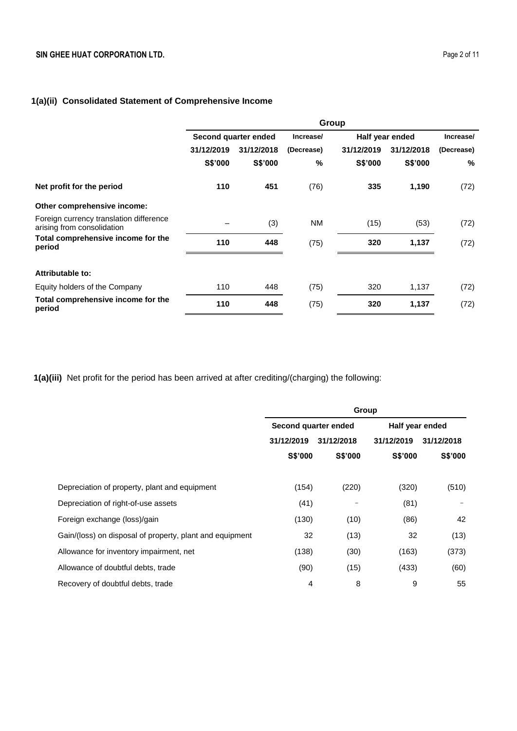### 1(a)(ii) Consolidated Statement of Comprehensive Income

| | Group | | | | | |
|---|---|---|---|---|---|---|
| | Second quarter ended | | Increase/ | Half year ended | | Increase/ |
| | 31/12/2019 | 31/12/2018 | (Decrease) | 31/12/2019 | 31/12/2018 | (Decrease) |
| | S$'000 | S$'000 | % | S$'000 | S$'000 | % |
| **Net profit for the period** | **110** | **451** | (76) | **335** | **1,190** | (72) |
| **Other comprehensive income:** | | | | | | |
| Foreign currency translation difference arising from consolidation | – | (3) | NM | (15) | (53) | (72) |
| **Total comprehensive income for the period** | **110** | **448** | (75) | **320** | **1,137** | (72) |
| **Attributable to:** | | | | | | |
| Equity holders of the Company | 110 | 448 | (75) | 320 | 1,137 | (72) |
| **Total comprehensive income for the period** | **110** | **448** | (75) | **320** | **1,137** | (72) |

**1(a)(iii)** Net profit for the period has been arrived at after crediting/(charging) the following:

| | Group | | | |
|---|---|---|---|---|
| | Second quarter ended | | Half year ended | |
| | 31/12/2019 | 31/12/2018 | 31/12/2019 | 31/12/2018 |
| | S$'000 | S$'000 | S$'000 | S$'000 |
| Depreciation of property, plant and equipment | (154) | (220) | (320) | (510) |
| Depreciation of right-of-use assets | (41) | – | (81) | – |
| Foreign exchange (loss)/gain | (130) | (10) | (86) | 42 |
| Gain/(loss) on disposal of property, plant and equipment | 32 | (13) | 32 | (13) |
| Allowance for inventory impairment, net | (138) | (30) | (163) | (373) |
| Allowance of doubtful debts, trade | (90) | (15) | (433) | (60) |
| Recovery of doubtful debts, trade | 4 | 8 | 9 | 55 |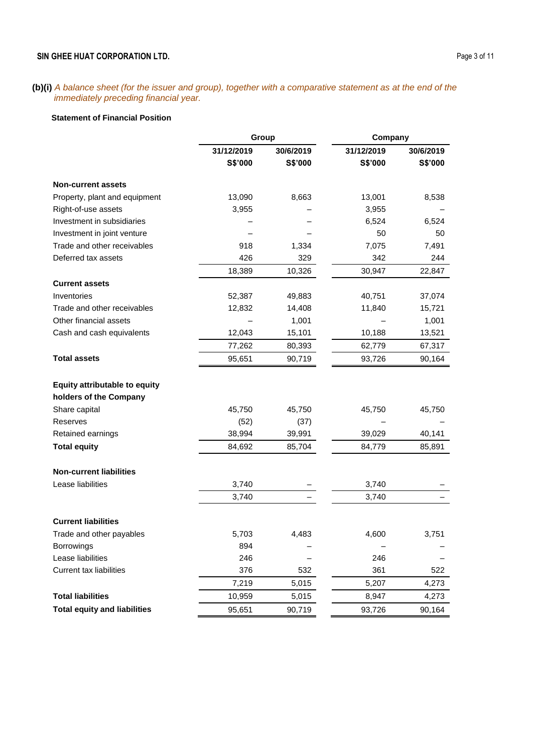**(b)(i)** *A balance sheet (for the issuer and group), together with a comparative statement as at the end of the immediately preceding financial year.*

**Statement of Financial Position**

| | Group | | Company | |
|---|---|---|---|---|
| | **31/12/2019** | **30/6/2019** | **31/12/2019** | **30/6/2019** |
| | **S$'000** | **S$'000** | **S$'000** | **S$'000** |
| **Non-current assets** | | | | |
| Property, plant and equipment | 13,090 | 8,663 | 13,001 | 8,538 |
| Right-of-use assets | 3,955 | – | 3,955 | – |
| Investment in subsidiaries | – | – | 6,524 | 6,524 |
| Investment in joint venture | – | – | 50 | 50 |
| Trade and other receivables | 918 | 1,334 | 7,075 | 7,491 |
| Deferred tax assets | 426 | 329 | 342 | 244 |
| | 18,389 | 10,326 | 30,947 | 22,847 |
| **Current assets** | | | | |
| Inventories | 52,387 | 49,883 | 40,751 | 37,074 |
| Trade and other receivables | 12,832 | 14,408 | 11,840 | 15,721 |
| Other financial assets | – | 1,001 | – | 1,001 |
| Cash and cash equivalents | 12,043 | 15,101 | 10,188 | 13,521 |
| | 77,262 | 80,393 | 62,779 | 67,317 |
| **Total assets** | 95,651 | 90,719 | 93,726 | 90,164 |
| | | | | |
| **Equity attributable to equity holders of the Company** | | | | |
| Share capital | 45,750 | 45,750 | 45,750 | 45,750 |
| Reserves | (52) | (37) | – | – |
| Retained earnings | 38,994 | 39,991 | 39,029 | 40,141 |
| **Total equity** | 84,692 | 85,704 | 84,779 | 85,891 |
| | | | | |
| **Non-current liabilities** | | | | |
| Lease liabilities | 3,740 | – | 3,740 | – |
| | 3,740 | – | 3,740 | – |
| | | | | |
| **Current liabilities** | | | | |
| Trade and other payables | 5,703 | 4,483 | 4,600 | 3,751 |
| Borrowings | 894 | – | – | – |
| Lease liabilities | 246 | – | 246 | – |
| Current tax liabilities | 376 | 532 | 361 | 522 |
| | 7,219 | 5,015 | 5,207 | 4,273 |
| **Total liabilities** | 10,959 | 5,015 | 8,947 | 4,273 |
| **Total equity and liabilities** | 95,651 | 90,719 | 93,726 | 90,164 |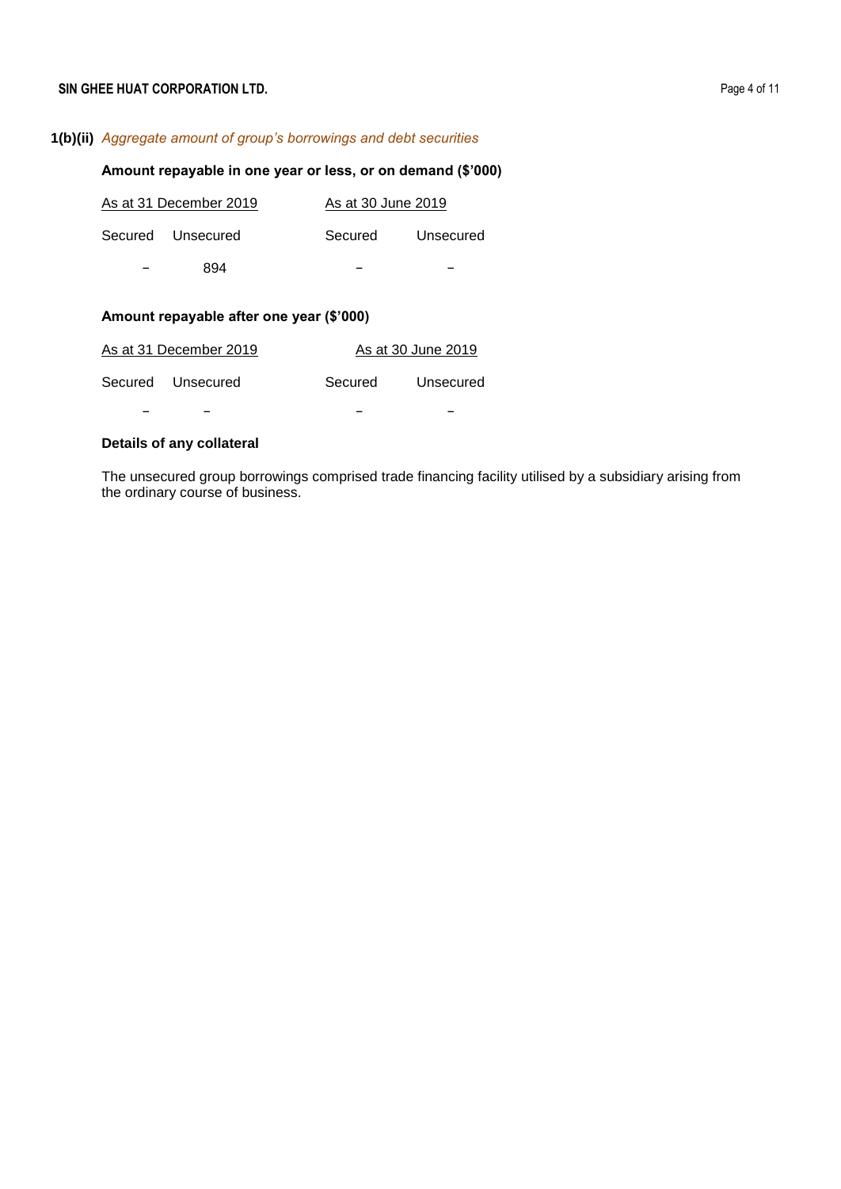**1(b)(ii)** *Aggregate amount of group's borrowings and debt securities*

**Amount repayable in one year or less, or on demand ($'000)**

| As at 31 December 2019 | | As at 30 June 2019 | |
|---|---|---|---|
| Secured | Unsecured | Secured | Unsecured |
| – | 894 | – | – |

**Amount repayable after one year ($'000)**

| As at 31 December 2019 | | As at 30 June 2019 | |
|---|---|---|---|
| Secured | Unsecured | Secured | Unsecured |
| – | – | – | – |

**Details of any collateral**

The unsecured group borrowings comprised trade financing facility utilised by a subsidiary arising from the ordinary course of business.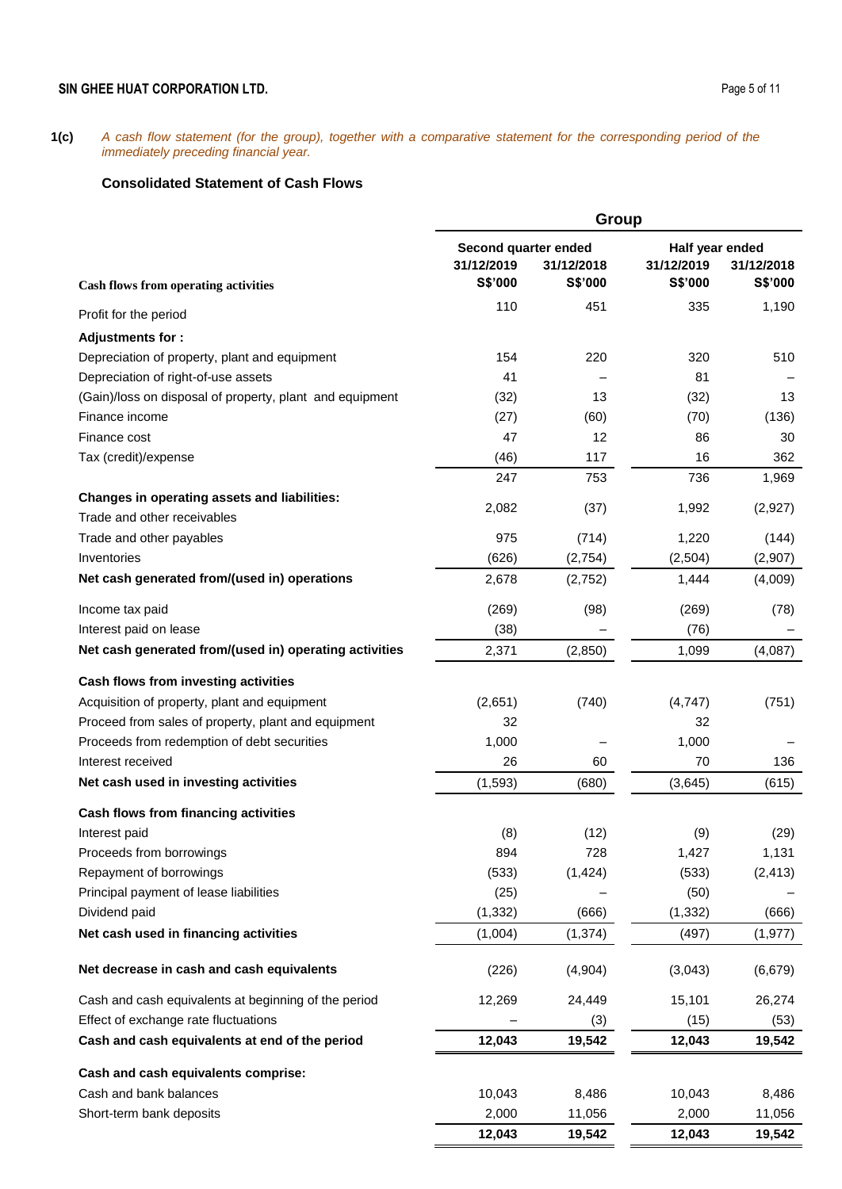**1(c)** *A cash flow statement (for the group), together with a comparative statement for the corresponding period of the immediately preceding financial year.*

### Consolidated Statement of Cash Flows

| | Group | | | |
|---|---|---|---|---|
| | Second quarter ended | | Half year ended | |
| | 31/12/2019 | 31/12/2018 | 31/12/2019 | 31/12/2018 |
| **Cash flows from operating activities** | S$'000 | S$'000 | S$'000 | S$'000 |
| Profit for the period | 110 | 451 | 335 | 1,190 |
| **Adjustments for :** | | | | |
| Depreciation of property, plant and equipment | 154 | 220 | 320 | 510 |
| Depreciation of right-of-use assets | 41 | – | 81 | – |
| (Gain)/loss on disposal of property, plant and equipment | (32) | 13 | (32) | 13 |
| Finance income | (27) | (60) | (70) | (136) |
| Finance cost | 47 | 12 | 86 | 30 |
| Tax (credit)/expense | (46) | 117 | 16 | 362 |
| | 247 | 753 | 736 | 1,969 |
| **Changes in operating assets and liabilities:** | | | | |
| Trade and other receivables | 2,082 | (37) | 1,992 | (2,927) |
| Trade and other payables | 975 | (714) | 1,220 | (144) |
| Inventories | (626) | (2,754) | (2,504) | (2,907) |
| **Net cash generated from/(used in) operations** | 2,678 | (2,752) | 1,444 | (4,009) |
| Income tax paid | (269) | (98) | (269) | (78) |
| Interest paid on lease | (38) | – | (76) | – |
| **Net cash generated from/(used in) operating activities** | 2,371 | (2,850) | 1,099 | (4,087) |
| **Cash flows from investing activities** | | | | |
| Acquisition of property, plant and equipment | (2,651) | (740) | (4,747) | (751) |
| Proceed from sales of property, plant and equipment | 32 | | 32 | |
| Proceeds from redemption of debt securities | 1,000 | – | 1,000 | – |
| Interest received | 26 | 60 | 70 | 136 |
| **Net cash used in investing activities** | (1,593) | (680) | (3,645) | (615) |
| **Cash flows from financing activities** | | | | |
| Interest paid | (8) | (12) | (9) | (29) |
| Proceeds from borrowings | 894 | 728 | 1,427 | 1,131 |
| Repayment of borrowings | (533) | (1,424) | (533) | (2,413) |
| Principal payment of lease liabilities | (25) | – | (50) | – |
| Dividend paid | (1,332) | (666) | (1,332) | (666) |
| **Net cash used in financing activities** | (1,004) | (1,374) | (497) | (1,977) |
| **Net decrease in cash and cash equivalents** | (226) | (4,904) | (3,043) | (6,679) |
| Cash and cash equivalents at beginning of the period | 12,269 | 24,449 | 15,101 | 26,274 |
| Effect of exchange rate fluctuations | – | (3) | (15) | (53) |
| **Cash and cash equivalents at end of the period** | **12,043** | **19,542** | **12,043** | **19,542** |
| **Cash and cash equivalents comprise:** | | | | |
| Cash and bank balances | 10,043 | 8,486 | 10,043 | 8,486 |
| Short-term bank deposits | 2,000 | 11,056 | 2,000 | 11,056 |
| | **12,043** | **19,542** | **12,043** | **19,542** |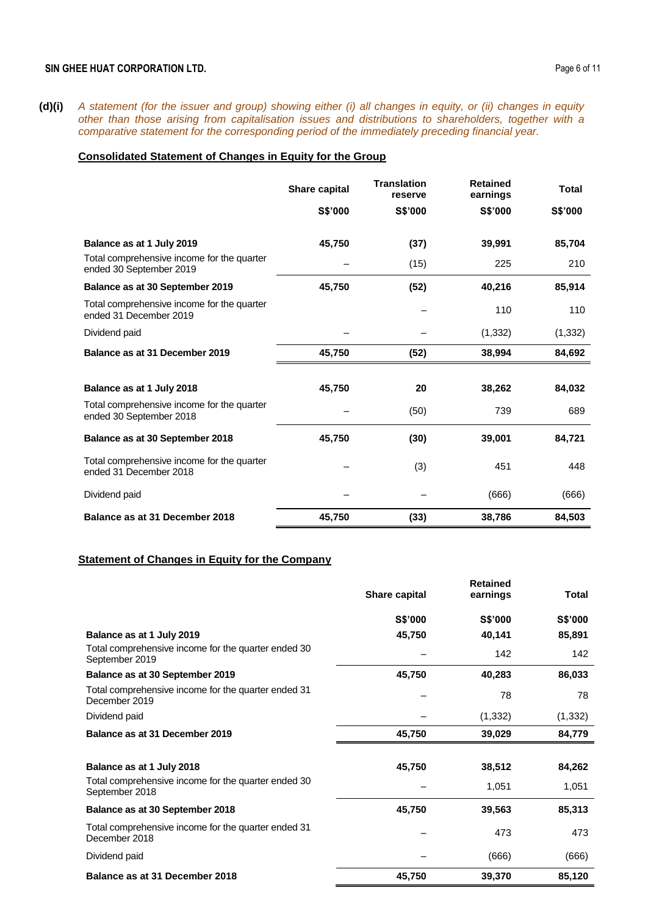**(d)(i)** *A statement (for the issuer and group) showing either (i) all changes in equity, or (ii) changes in equity other than those arising from capitalisation issues and distributions to shareholders, together with a comparative statement for the corresponding period of the immediately preceding financial year.*

**Consolidated Statement of Changes in Equity for the Group**

| | Share capital | Translation reserve | Retained earnings | Total |
|---|---|---|---|---|
| | S$'000 | S$'000 | S$'000 | S$'000 |
| **Balance as at 1 July 2019** | **45,750** | **(37)** | **39,991** | **85,704** |
| Total comprehensive income for the quarter ended 30 September 2019 | – | (15) | 225 | 210 |
| **Balance as at 30 September 2019** | **45,750** | **(52)** | **40,216** | **85,914** |
| Total comprehensive income for the quarter ended 31 December 2019 | | – | 110 | 110 |
| Dividend paid | – | – | (1,332) | (1,332) |
| **Balance as at 31 December 2019** | **45,750** | **(52)** | **38,994** | **84,692** |
| | | | | |
| **Balance as at 1 July 2018** | **45,750** | **20** | **38,262** | **84,032** |
| Total comprehensive income for the quarter ended 30 September 2018 | – | (50) | 739 | 689 |
| **Balance as at 30 September 2018** | **45,750** | **(30)** | **39,001** | **84,721** |
| Total comprehensive income for the quarter ended 31 December 2018 | – | (3) | 451 | 448 |
| Dividend paid | – | – | (666) | (666) |
| **Balance as at 31 December 2018** | **45,750** | **(33)** | **38,786** | **84,503** |

**Statement of Changes in Equity for the Company**

| | Share capital | Retained earnings | Total |
|---|---|---|---|
| | S$'000 | S$'000 | S$'000 |
| **Balance as at 1 July 2019** | **45,750** | **40,141** | **85,891** |
| Total comprehensive income for the quarter ended 30 September 2019 | – | 142 | 142 |
| **Balance as at 30 September 2019** | **45,750** | **40,283** | **86,033** |
| Total comprehensive income for the quarter ended 31 December 2019 | – | 78 | 78 |
| Dividend paid | – | (1,332) | (1,332) |
| **Balance as at 31 December 2019** | **45,750** | **39,029** | **84,779** |
| | | | |
| **Balance as at 1 July 2018** | **45,750** | **38,512** | **84,262** |
| Total comprehensive income for the quarter ended 30 September 2018 | – | 1,051 | 1,051 |
| **Balance as at 30 September 2018** | **45,750** | **39,563** | **85,313** |
| Total comprehensive income for the quarter ended 31 December 2018 | – | 473 | 473 |
| Dividend paid | – | (666) | (666) |
| **Balance as at 31 December 2018** | **45,750** | **39,370** | **85,120** |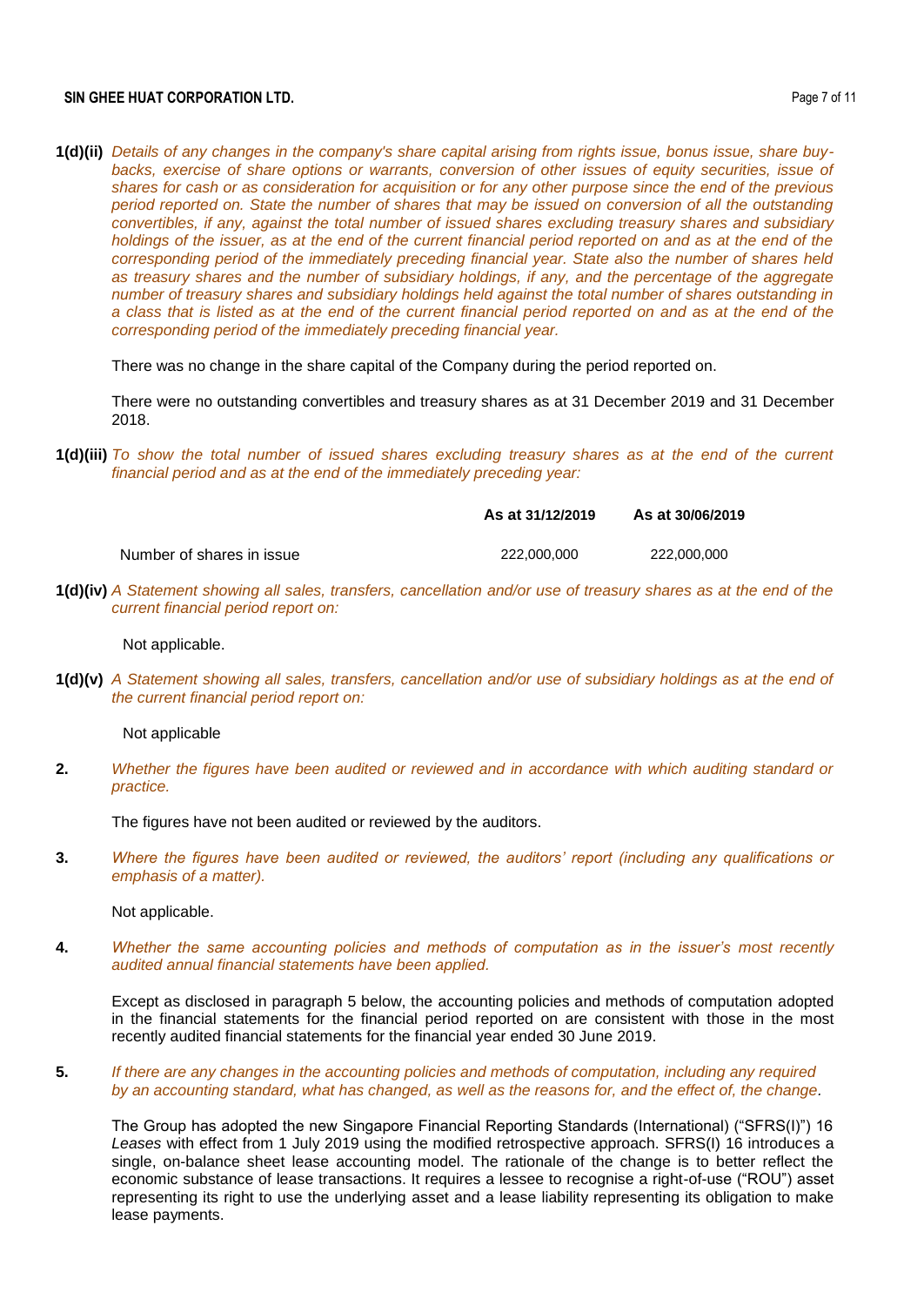**1(d)(ii)** *Details of any changes in the company's share capital arising from rights issue, bonus issue, share buy-backs, exercise of share options or warrants, conversion of other issues of equity securities, issue of shares for cash or as consideration for acquisition or for any other purpose since the end of the previous period reported on. State the number of shares that may be issued on conversion of all the outstanding convertibles, if any, against the total number of issued shares excluding treasury shares and subsidiary holdings of the issuer, as at the end of the current financial period reported on and as at the end of the corresponding period of the immediately preceding financial year. State also the number of shares held as treasury shares and the number of subsidiary holdings, if any, and the percentage of the aggregate number of treasury shares and subsidiary holdings held against the total number of shares outstanding in a class that is listed as at the end of the current financial period reported on and as at the end of the corresponding period of the immediately preceding financial year.*

There was no change in the share capital of the Company during the period reported on.

There were no outstanding convertibles and treasury shares as at 31 December 2019 and 31 December 2018.

**1(d)(iii)** *To show the total number of issued shares excluding treasury shares as at the end of the current financial period and as at the end of the immediately preceding year:*

| | **As at 31/12/2019** | **As at 30/06/2019** |
|---|---|---|
| Number of shares in issue | 222,000,000 | 222,000,000 |

**1(d)(iv)** *A Statement showing all sales, transfers, cancellation and/or use of treasury shares as at the end of the current financial period report on:*

Not applicable.

**1(d)(v)** *A Statement showing all sales, transfers, cancellation and/or use of subsidiary holdings as at the end of the current financial period report on:*

Not applicable

**2.** *Whether the figures have been audited or reviewed and in accordance with which auditing standard or practice.*

The figures have not been audited or reviewed by the auditors.

**3.** *Where the figures have been audited or reviewed, the auditors' report (including any qualifications or emphasis of a matter).*

Not applicable.

**4.** *Whether the same accounting policies and methods of computation as in the issuer's most recently audited annual financial statements have been applied.*

Except as disclosed in paragraph 5 below, the accounting policies and methods of computation adopted in the financial statements for the financial period reported on are consistent with those in the most recently audited financial statements for the financial year ended 30 June 2019.

**5.** *If there are any changes in the accounting policies and methods of computation, including any required by an accounting standard, what has changed, as well as the reasons for, and the effect of, the change.*

The Group has adopted the new Singapore Financial Reporting Standards (International) ("SFRS(I)") 16 *Leases* with effect from 1 July 2019 using the modified retrospective approach. SFRS(I) 16 introduces a single, on-balance sheet lease accounting model. The rationale of the change is to better reflect the economic substance of lease transactions. It requires a lessee to recognise a right-of-use ("ROU") asset representing its right to use the underlying asset and a lease liability representing its obligation to make lease payments.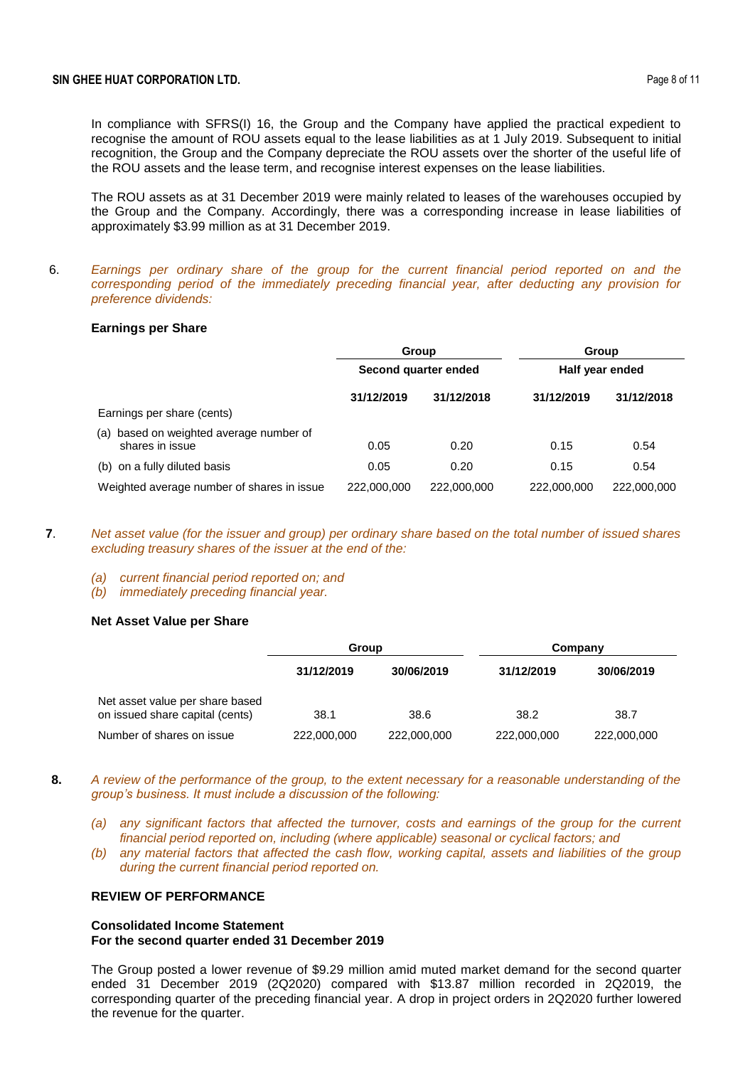In compliance with SFRS(I) 16, the Group and the Company have applied the practical expedient to recognise the amount of ROU assets equal to the lease liabilities as at 1 July 2019. Subsequent to initial recognition, the Group and the Company depreciate the ROU assets over the shorter of the useful life of the ROU assets and the lease term, and recognise interest expenses on the lease liabilities.

The ROU assets as at 31 December 2019 were mainly related to leases of the warehouses occupied by the Group and the Company. Accordingly, there was a corresponding increase in lease liabilities of approximately $3.99 million as at 31 December 2019.

6. *Earnings per ordinary share of the group for the current financial period reported on and the corresponding period of the immediately preceding financial year, after deducting any provision for preference dividends:*

**Earnings per Share**

| | Group | | Group | |
|---|---|---|---|---|
| | Second quarter ended | | Half year ended | |
| | 31/12/2019 | 31/12/2018 | 31/12/2019 | 31/12/2018 |
| Earnings per share (cents) | | | | |
| (a) based on weighted average number of shares in issue | 0.05 | 0.20 | 0.15 | 0.54 |
| (b) on a fully diluted basis | 0.05 | 0.20 | 0.15 | 0.54 |
| Weighted average number of shares in issue | 222,000,000 | 222,000,000 | 222,000,000 | 222,000,000 |

**7**. *Net asset value (for the issuer and group) per ordinary share based on the total number of issued shares excluding treasury shares of the issuer at the end of the:*

*(a) current financial period reported on; and*
*(b) immediately preceding financial year.*

**Net Asset Value per Share**

| | Group | | Company | |
|---|---|---|---|---|
| | 31/12/2019 | 30/06/2019 | 31/12/2019 | 30/06/2019 |
| Net asset value per share based on issued share capital (cents) | 38.1 | 38.6 | 38.2 | 38.7 |
| Number of shares on issue | 222,000,000 | 222,000,000 | 222,000,000 | 222,000,000 |

**8.** *A review of the performance of the group, to the extent necessary for a reasonable understanding of the group's business. It must include a discussion of the following:*

*(a) any significant factors that affected the turnover, costs and earnings of the group for the current financial period reported on, including (where applicable) seasonal or cyclical factors; and*
*(b) any material factors that affected the cash flow, working capital, assets and liabilities of the group during the current financial period reported on.*

**REVIEW OF PERFORMANCE**

**Consolidated Income Statement**
**For the second quarter ended 31 December 2019**

The Group posted a lower revenue of $9.29 million amid muted market demand for the second quarter ended 31 December 2019 (2Q2020) compared with $13.87 million recorded in 2Q2019, the corresponding quarter of the preceding financial year. A drop in project orders in 2Q2020 further lowered the revenue for the quarter.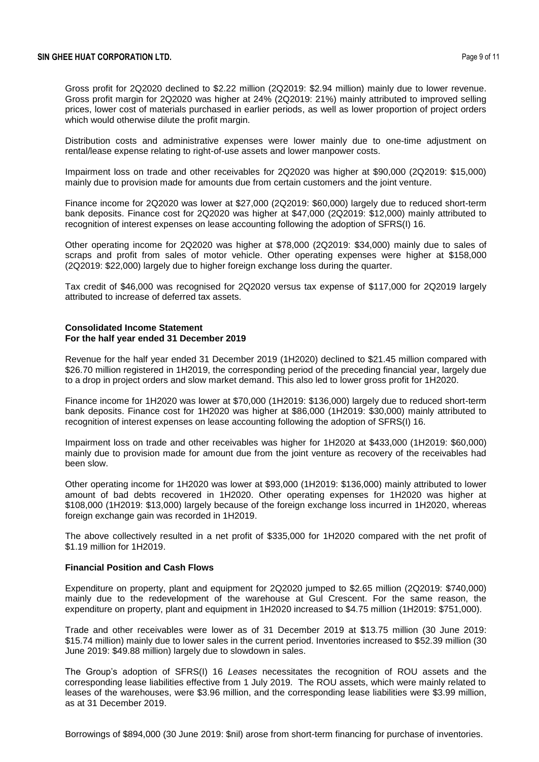Gross profit for 2Q2020 declined to $2.22 million (2Q2019: $2.94 million) mainly due to lower revenue. Gross profit margin for 2Q2020 was higher at 24% (2Q2019: 21%) mainly attributed to improved selling prices, lower cost of materials purchased in earlier periods, as well as lower proportion of project orders which would otherwise dilute the profit margin.

Distribution costs and administrative expenses were lower mainly due to one-time adjustment on rental/lease expense relating to right-of-use assets and lower manpower costs.

Impairment loss on trade and other receivables for 2Q2020 was higher at $90,000 (2Q2019: $15,000) mainly due to provision made for amounts due from certain customers and the joint venture.

Finance income for 2Q2020 was lower at $27,000 (2Q2019: $60,000) largely due to reduced short-term bank deposits. Finance cost for 2Q2020 was higher at $47,000 (2Q2019: $12,000) mainly attributed to recognition of interest expenses on lease accounting following the adoption of SFRS(I) 16.

Other operating income for 2Q2020 was higher at $78,000 (2Q2019: $34,000) mainly due to sales of scraps and profit from sales of motor vehicle. Other operating expenses were higher at $158,000 (2Q2019: $22,000) largely due to higher foreign exchange loss during the quarter.

Tax credit of $46,000 was recognised for 2Q2020 versus tax expense of $117,000 for 2Q2019 largely attributed to increase of deferred tax assets.

**Consolidated Income Statement**
**For the half year ended 31 December 2019**

Revenue for the half year ended 31 December 2019 (1H2020) declined to $21.45 million compared with $26.70 million registered in 1H2019, the corresponding period of the preceding financial year, largely due to a drop in project orders and slow market demand. This also led to lower gross profit for 1H2020.

Finance income for 1H2020 was lower at $70,000 (1H2019: $136,000) largely due to reduced short-term bank deposits. Finance cost for 1H2020 was higher at $86,000 (1H2019: $30,000) mainly attributed to recognition of interest expenses on lease accounting following the adoption of SFRS(I) 16.

Impairment loss on trade and other receivables was higher for 1H2020 at $433,000 (1H2019: $60,000) mainly due to provision made for amount due from the joint venture as recovery of the receivables had been slow.

Other operating income for 1H2020 was lower at $93,000 (1H2019: $136,000) mainly attributed to lower amount of bad debts recovered in 1H2020. Other operating expenses for 1H2020 was higher at $108,000 (1H2019: $13,000) largely because of the foreign exchange loss incurred in 1H2020, whereas foreign exchange gain was recorded in 1H2019.

The above collectively resulted in a net profit of $335,000 for 1H2020 compared with the net profit of $1.19 million for 1H2019.

**Financial Position and Cash Flows**

Expenditure on property, plant and equipment for 2Q2020 jumped to $2.65 million (2Q2019: $740,000) mainly due to the redevelopment of the warehouse at Gul Crescent. For the same reason, the expenditure on property, plant and equipment in 1H2020 increased to $4.75 million (1H2019: $751,000).

Trade and other receivables were lower as of 31 December 2019 at $13.75 million (30 June 2019: $15.74 million) mainly due to lower sales in the current period. Inventories increased to $52.39 million (30 June 2019: $49.88 million) largely due to slowdown in sales.

The Group's adoption of SFRS(I) 16 *Leases* necessitates the recognition of ROU assets and the corresponding lease liabilities effective from 1 July 2019. The ROU assets, which were mainly related to leases of the warehouses, were $3.96 million, and the corresponding lease liabilities were $3.99 million, as at 31 December 2019.

Borrowings of $894,000 (30 June 2019: $nil) arose from short-term financing for purchase of inventories.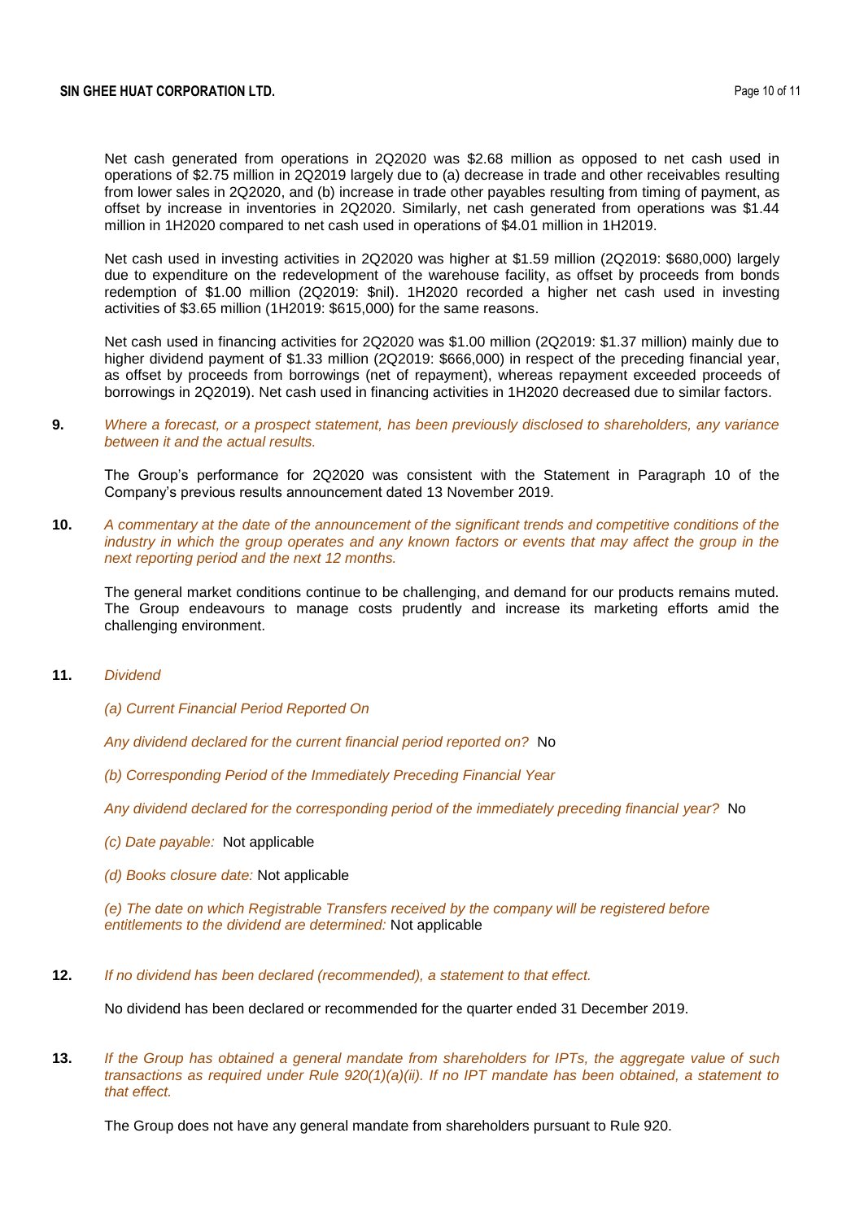Net cash generated from operations in 2Q2020 was $2.68 million as opposed to net cash used in operations of $2.75 million in 2Q2019 largely due to (a) decrease in trade and other receivables resulting from lower sales in 2Q2020, and (b) increase in trade other payables resulting from timing of payment, as offset by increase in inventories in 2Q2020. Similarly, net cash generated from operations was $1.44 million in 1H2020 compared to net cash used in operations of $4.01 million in 1H2019.

Net cash used in investing activities in 2Q2020 was higher at $1.59 million (2Q2019: $680,000) largely due to expenditure on the redevelopment of the warehouse facility, as offset by proceeds from bonds redemption of $1.00 million (2Q2019: $nil). 1H2020 recorded a higher net cash used in investing activities of $3.65 million (1H2019: $615,000) for the same reasons.

Net cash used in financing activities for 2Q2020 was $1.00 million (2Q2019: $1.37 million) mainly due to higher dividend payment of $1.33 million (2Q2019: $666,000) in respect of the preceding financial year, as offset by proceeds from borrowings (net of repayment), whereas repayment exceeded proceeds of borrowings in 2Q2019). Net cash used in financing activities in 1H2020 decreased due to similar factors.

**9.** *Where a forecast, or a prospect statement, has been previously disclosed to shareholders, any variance between it and the actual results.*

The Group's performance for 2Q2020 was consistent with the Statement in Paragraph 10 of the Company's previous results announcement dated 13 November 2019.

**10.** *A commentary at the date of the announcement of the significant trends and competitive conditions of the industry in which the group operates and any known factors or events that may affect the group in the next reporting period and the next 12 months.*

The general market conditions continue to be challenging, and demand for our products remains muted. The Group endeavours to manage costs prudently and increase its marketing efforts amid the challenging environment.

**11.** *Dividend*

*(a) Current Financial Period Reported On*

*Any dividend declared for the current financial period reported on?* No

*(b) Corresponding Period of the Immediately Preceding Financial Year*

*Any dividend declared for the corresponding period of the immediately preceding financial year?* No

*(c) Date payable:* Not applicable

*(d) Books closure date:* Not applicable

*(e) The date on which Registrable Transfers received by the company will be registered before entitlements to the dividend are determined:* Not applicable

**12.** *If no dividend has been declared (recommended), a statement to that effect.*

No dividend has been declared or recommended for the quarter ended 31 December 2019.

**13.** *If the Group has obtained a general mandate from shareholders for IPTs, the aggregate value of such transactions as required under Rule 920(1)(a)(ii). If no IPT mandate has been obtained, a statement to that effect.*

The Group does not have any general mandate from shareholders pursuant to Rule 920.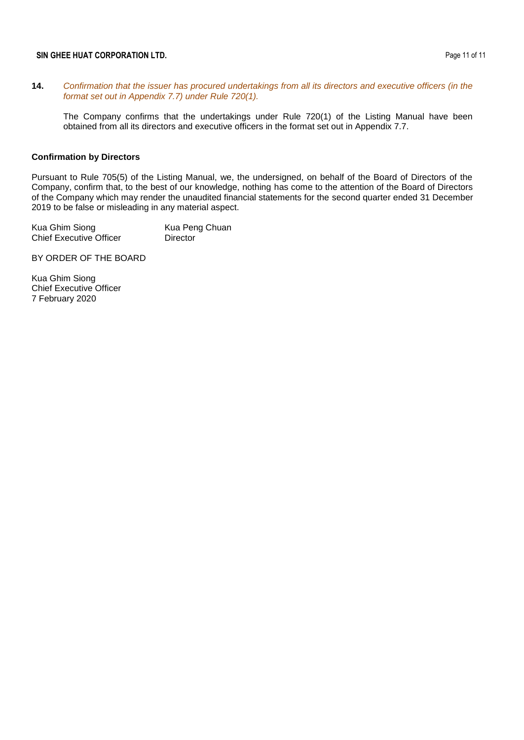**14.** *Confirmation that the issuer has procured undertakings from all its directors and executive officers (in the format set out in Appendix 7.7) under Rule 720(1).*

The Company confirms that the undertakings under Rule 720(1) of the Listing Manual have been obtained from all its directors and executive officers in the format set out in Appendix 7.7.

**Confirmation by Directors**

Pursuant to Rule 705(5) of the Listing Manual, we, the undersigned, on behalf of the Board of Directors of the Company, confirm that, to the best of our knowledge, nothing has come to the attention of the Board of Directors of the Company which may render the unaudited financial statements for the second quarter ended 31 December 2019 to be false or misleading in any material aspect.

| | |
|---|---|
| Kua Ghim Siong | Kua Peng Chuan |
| Chief Executive Officer | Director |

BY ORDER OF THE BOARD

Kua Ghim Siong
Chief Executive Officer
7 February 2020